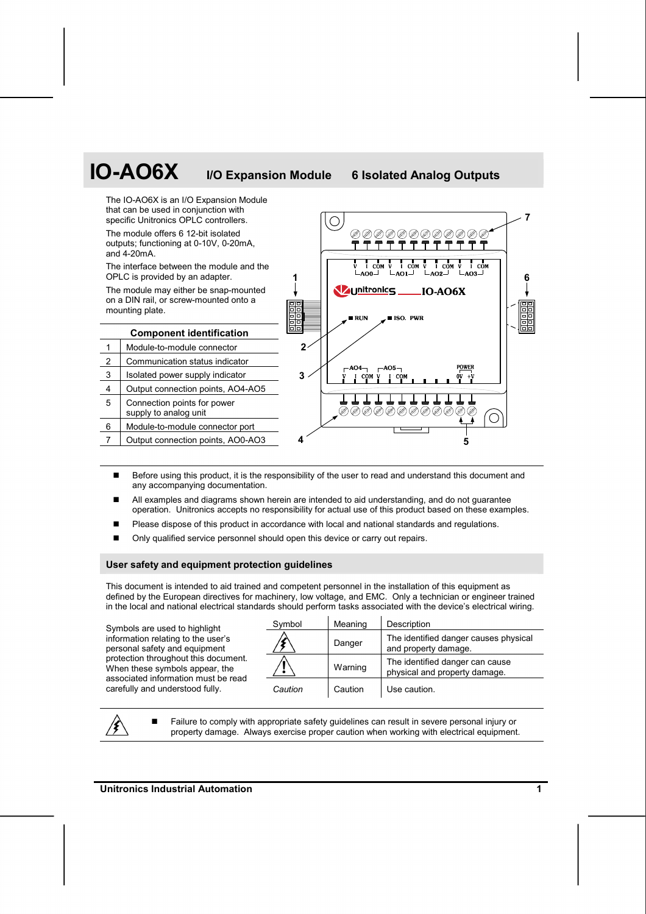# IO-AO6X I/O Expansion Module 6 Isolated Analog Outputs

The IO-AO6X is an I/O Expansion Module that can be used in conjunction with specific Unitronics OPLC controllers.

The module offers 6 12-bit isolated outputs; functioning at 0-10V, 0-20mA, and 4-20mA.

The interface between the module and the OPLC is provided by an adapter.

The module may either be snap-mounted on a DIN rail, or screw-mounted onto a mounting plate.

**Component identification**

| | |
|---|---|
| 1 | Module-to-module connector |
| 2 | Communication status indicator |
| 3 | Isolated power supply indicator |
| 4 | Output connection points, AO4-AO5 |
| 5 | Connection points for power supply to analog unit |
| 6 | Module-to-module connector port |
| 7 | Output connection points, AO0-AO3 |

- Before using this product, it is the responsibility of the user to read and understand this document and any accompanying documentation.
- All examples and diagrams shown herein are intended to aid understanding, and do not guarantee operation. Unitronics accepts no responsibility for actual use of this product based on these examples.
- Please dispose of this product in accordance with local and national standards and regulations.
- Only qualified service personnel should open this device or carry out repairs.

## User safety and equipment protection guidelines

This document is intended to aid trained and competent personnel in the installation of this equipment as defined by the European directives for machinery, low voltage, and EMC. Only a technician or engineer trained in the local and national electrical standards should perform tasks associated with the device's electrical wiring.

Symbols are used to highlight information relating to the user's personal safety and equipment protection throughout this document. When these symbols appear, the associated information must be read carefully and understood fully.

| Symbol | Meaning | Description |
|---|---|---|
| ⚡ | Danger | The identified danger causes physical and property damage. |
| ⚠ | Warning | The identified danger can cause physical and property damage. |
| *Caution* | Caution | Use caution. |

- Failure to comply with appropriate safety guidelines can result in severe personal injury or property damage. Always exercise proper caution when working with electrical equipment.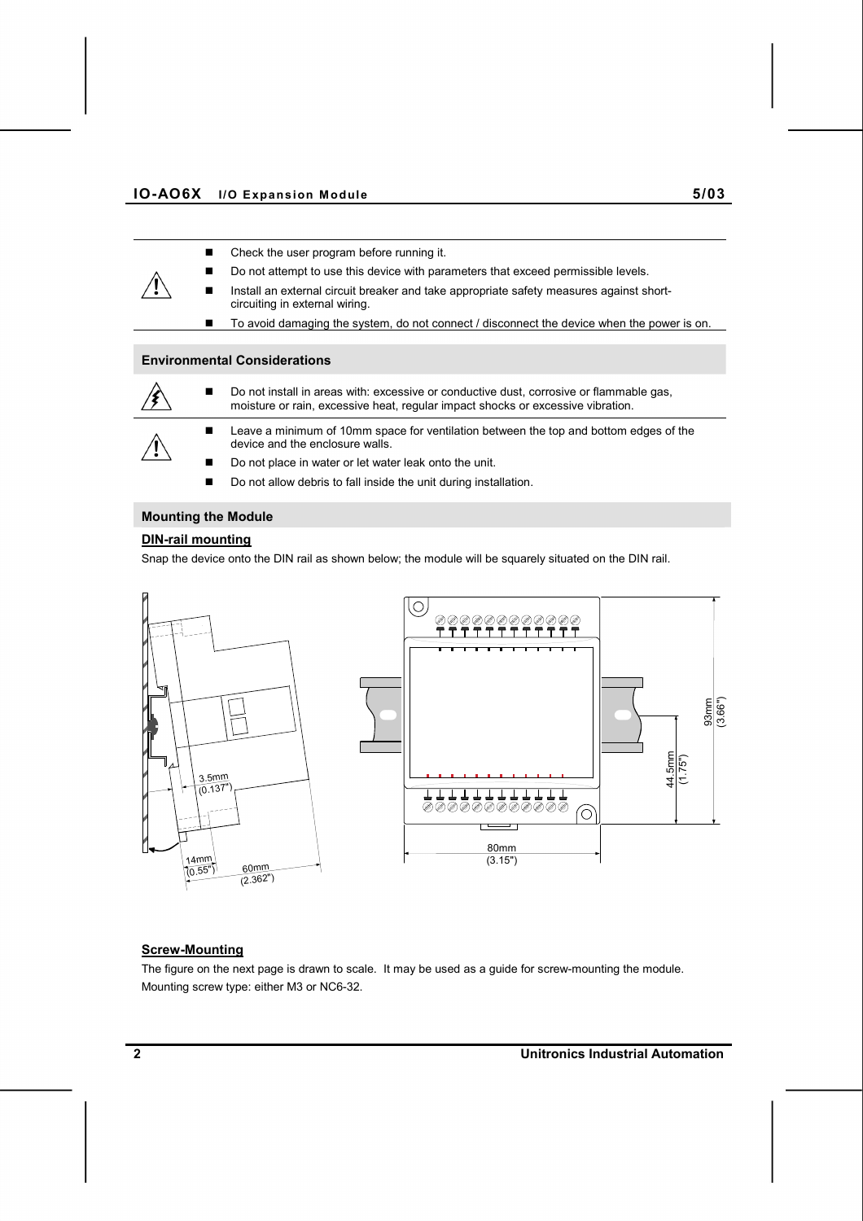- Check the user program before running it.
- Do not attempt to use this device with parameters that exceed permissible levels.
- Install an external circuit breaker and take appropriate safety measures against short-circuiting in external wiring.
- To avoid damaging the system, do not connect / disconnect the device when the power is on.

## Environmental Considerations

- Do not install in areas with: excessive or conductive dust, corrosive or flammable gas, moisture or rain, excessive heat, regular impact shocks or excessive vibration.

- Leave a minimum of 10mm space for ventilation between the top and bottom edges of the device and the enclosure walls.
- Do not place in water or let water leak onto the unit.
- Do not allow debris to fall inside the unit during installation.

## Mounting the Module

### DIN-rail mounting

Snap the device onto the DIN rail as shown below; the module will be squarely situated on the DIN rail.

3.5mm (0.137")
14mm (0.55")
60mm (2.362")
80mm (3.15")
44.5mm (1.75")
93mm (3.66")

### Screw-Mounting

The figure on the next page is drawn to scale. It may be used as a guide for screw-mounting the module.
Mounting screw type: either M3 or NC6-32.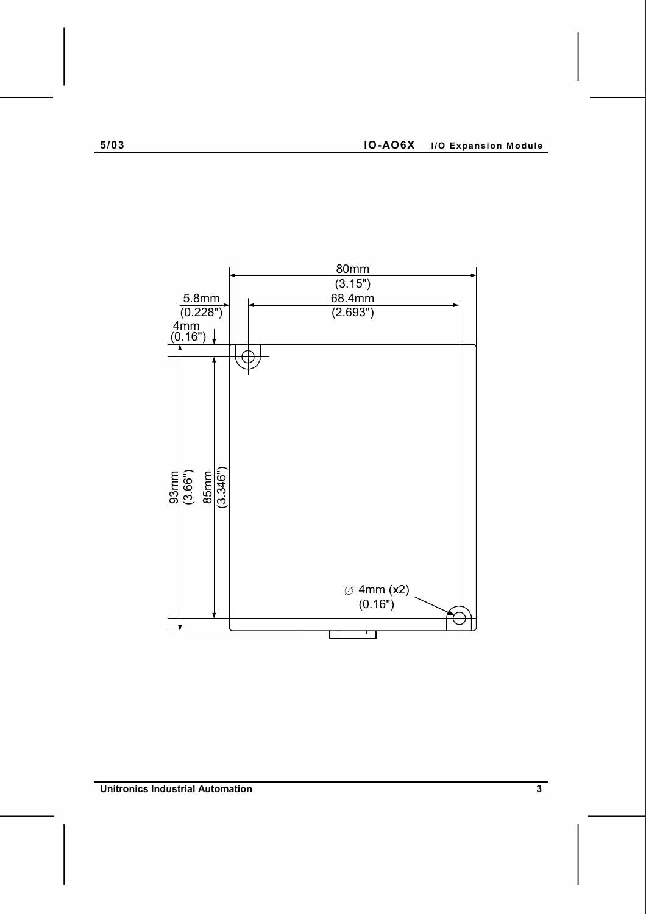80mm
(3.15")

5.8mm
(0.228")

68.4mm
(2.693")

4mm
(0.16")

93mm
(3.66")

85mm
(3.346")

∅ 4mm (x2)
(0.16")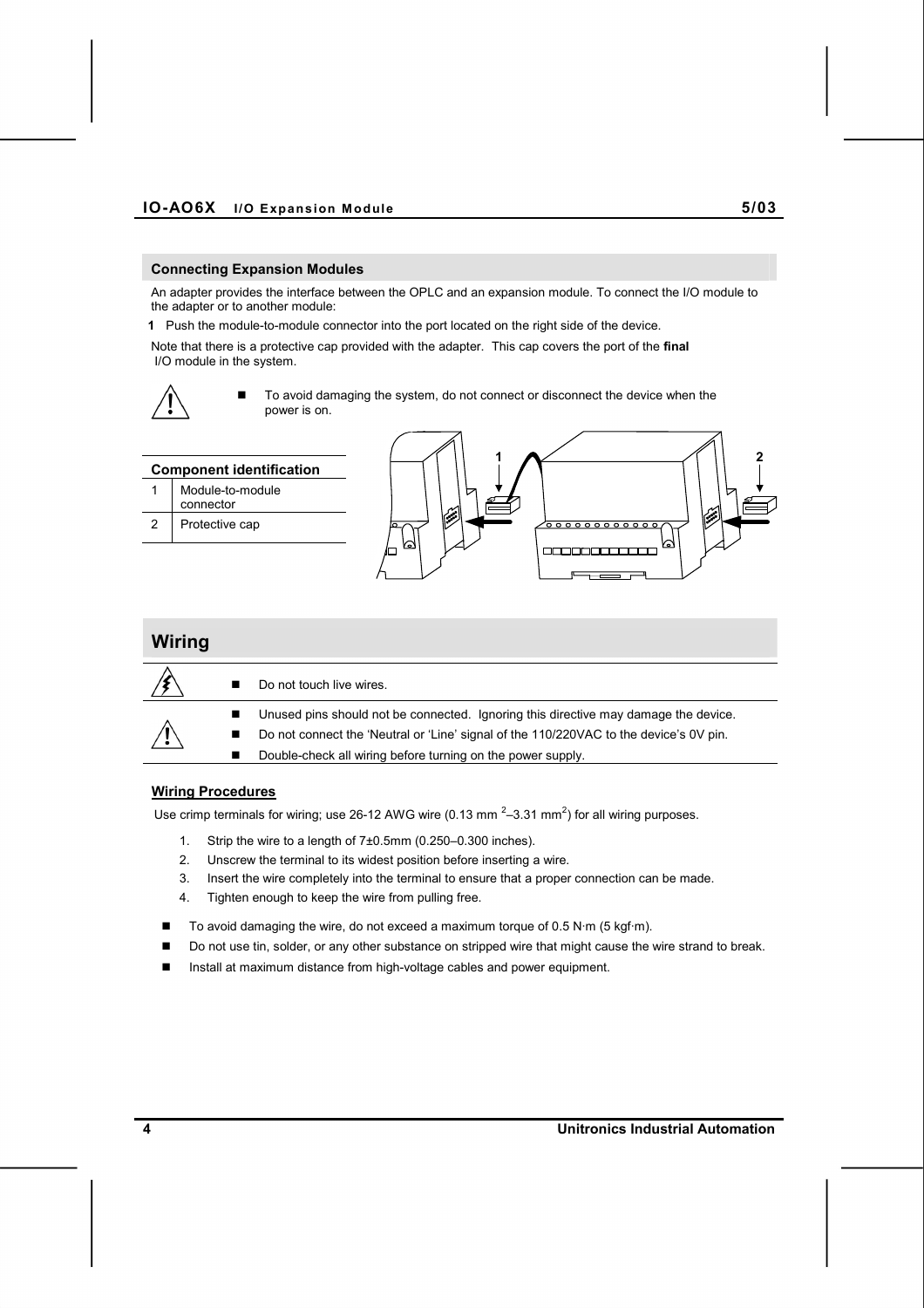## Connecting Expansion Modules

An adapter provides the interface between the OPLC and an expansion module. To connect the I/O module to the adapter or to another module:

**1** Push the module-to-module connector into the port located on the right side of the device.

Note that there is a protective cap provided with the adapter. This cap covers the port of the **final** I/O module in the system.

- To avoid damaging the system, do not connect or disconnect the device when the power is on.

| Component identification | |
|---|---|
| 1 | Module-to-module connector |
| 2 | Protective cap |

# Wiring

- Do not touch live wires.

- Unused pins should not be connected. Ignoring this directive may damage the device.
- Do not connect the 'Neutral or 'Line' signal of the 110/220VAC to the device's 0V pin.
- Double-check all wiring before turning on the power supply.

**Wiring Procedures**

Use crimp terminals for wiring; use 26-12 AWG wire (0.13 mm $^2$–3.31 mm$^2$) for all wiring purposes.

1. Strip the wire to a length of 7±0.5mm (0.250–0.300 inches).
2. Unscrew the terminal to its widest position before inserting a wire.
3. Insert the wire completely into the terminal to ensure that a proper connection can be made.
4. Tighten enough to keep the wire from pulling free.

- To avoid damaging the wire, do not exceed a maximum torque of 0.5 N·m (5 kgf·m).
- Do not use tin, solder, or any other substance on stripped wire that might cause the wire strand to break.
- Install at maximum distance from high-voltage cables and power equipment.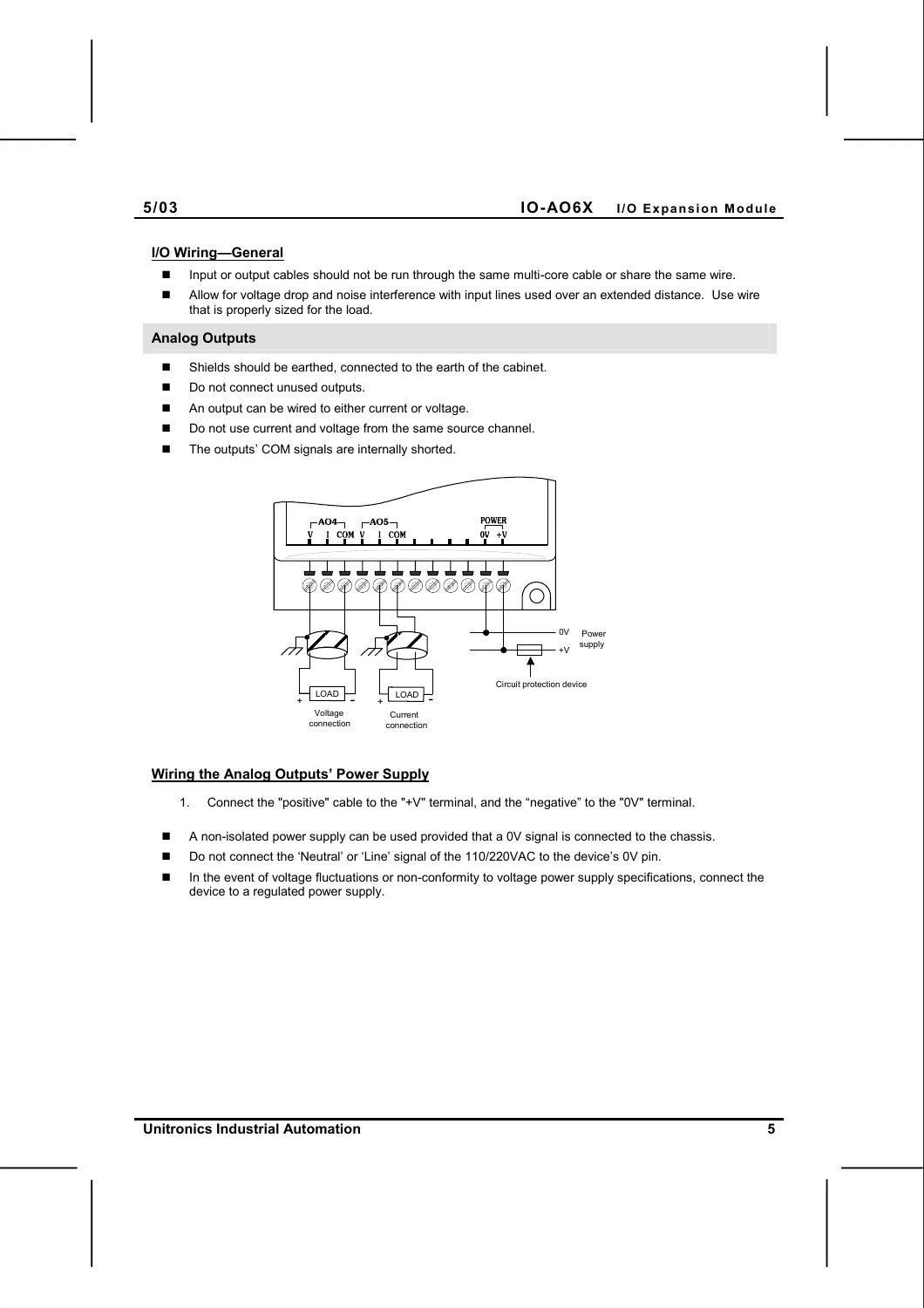## I/O Wiring—General

- Input or output cables should not be run through the same multi-core cable or share the same wire.
- Allow for voltage drop and noise interference with input lines used over an extended distance. Use wire that is properly sized for the load.

### Analog Outputs

- Shields should be earthed, connected to the earth of the cabinet.
- Do not connect unused outputs.
- An output can be wired to either current or voltage.
- Do not use current and voltage from the same source channel.
- The outputs' COM signals are internally shorted.

## Wiring the Analog Outputs' Power Supply

1. Connect the "positive" cable to the "+V" terminal, and the "negative" to the "0V" terminal.

- A non-isolated power supply can be used provided that a 0V signal is connected to the chassis.
- Do not connect the 'Neutral' or 'Line' signal of the 110/220VAC to the device's 0V pin.
- In the event of voltage fluctuations or non-conformity to voltage power supply specifications, connect the device to a regulated power supply.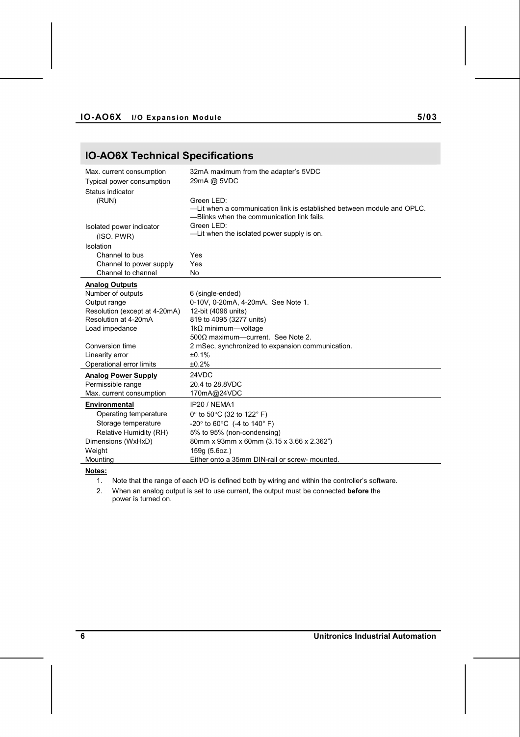## IO-AO6X Technical Specifications

| | |
|---|---|
| Max. current consumption | 32mA maximum from the adapter's 5VDC |
| Typical power consumption | 29mA @ 5VDC |
| Status indicator | |
| (RUN) | Green LED:<br>—Lit when a communication link is established between module and OPLC.<br>—Blinks when the communication link fails. |
| Isolated power indicator (ISO. PWR) | Green LED:<br>—Lit when the isolated power supply is on. |
| Isolation | |
| Channel to bus | Yes |
| Channel to power supply | Yes |
| Channel to channel | No |
| **Analog Outputs** | |
| Number of outputs | 6 (single-ended) |
| Output range | 0-10V, 0-20mA, 4-20mA. See Note 1. |
| Resolution (except at 4-20mA) | 12-bit (4096 units) |
| Resolution at 4-20mA | 819 to 4095 (3277 units) |
| Load impedance | 1kΩ minimum—voltage<br>500Ω maximum—current. See Note 2. |
| Conversion time | 2 mSec, synchronized to expansion communication. |
| Linearity error | ±0.1% |
| Operational error limits | ±0.2% |
| **Analog Power Supply** | 24VDC |
| Permissible range | 20.4 to 28.8VDC |
| Max. current consumption | 170mA@24VDC |
| **Environmental** | IP20 / NEMA1 |
| Operating temperature | 0° to 50°C (32 to 122° F) |
| Storage temperature | -20° to 60°C (-4 to 140° F) |
| Relative Humidity (RH) | 5% to 95% (non-condensing) |
| Dimensions (WxHxD) | 80mm x 93mm x 60mm (3.15 x 3.66 x 2.362") |
| Weight | 159g (5.6oz.) |
| Mounting | Either onto a 35mm DIN-rail or screw- mounted. |

**Notes:**

1. Note that the range of each I/O is defined both by wiring and within the controller's software.
2. When an analog output is set to use current, the output must be connected **before** the power is turned on.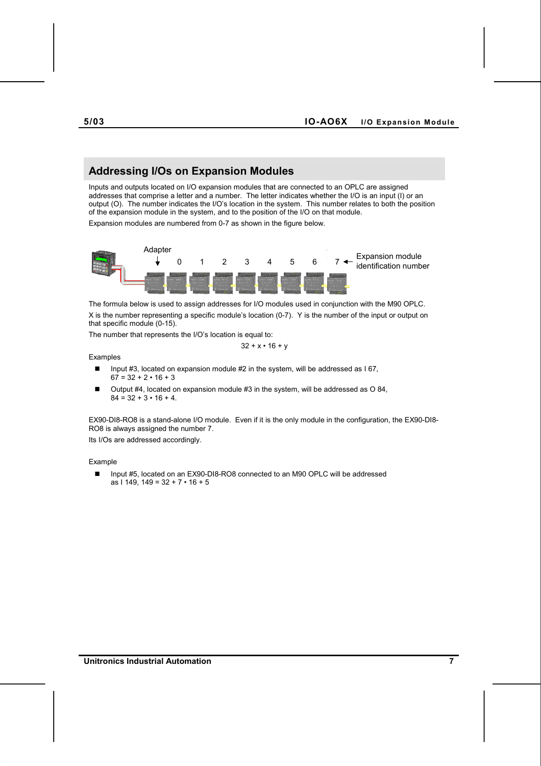## Addressing I/Os on Expansion Modules

Inputs and outputs located on I/O expansion modules that are connected to an OPLC are assigned addresses that comprise a letter and a number. The letter indicates whether the I/O is an input (I) or an output (O). The number indicates the I/O's location in the system. This number relates to both the position of the expansion module in the system, and to the position of the I/O on that module.

Expansion modules are numbered from 0-7 as shown in the figure below.

Adapter — 0 1 2 3 4 5 6 7 ← Expansion module identification number

The formula below is used to assign addresses for I/O modules used in conjunction with the M90 OPLC.

X is the number representing a specific module's location (0-7). Y is the number of the input or output on that specific module (0-15).

The number that represents the I/O's location is equal to:

$$32 + x \cdot 16 + y$$

Examples

- Input #3, located on expansion module #2 in the system, will be addressed as I 67, $67 = 32 + 2 \cdot 16 + 3$
- Output #4, located on expansion module #3 in the system, will be addressed as O 84, $84 = 32 + 3 \cdot 16 + 4$.

EX90-DI8-RO8 is a stand-alone I/O module. Even if it is the only module in the configuration, the EX90-DI8-RO8 is always assigned the number 7.

Its I/Os are addressed accordingly.

Example

- Input #5, located on an EX90-DI8-RO8 connected to an M90 OPLC will be addressed as I 149, $149 = 32 + 7 \cdot 16 + 5$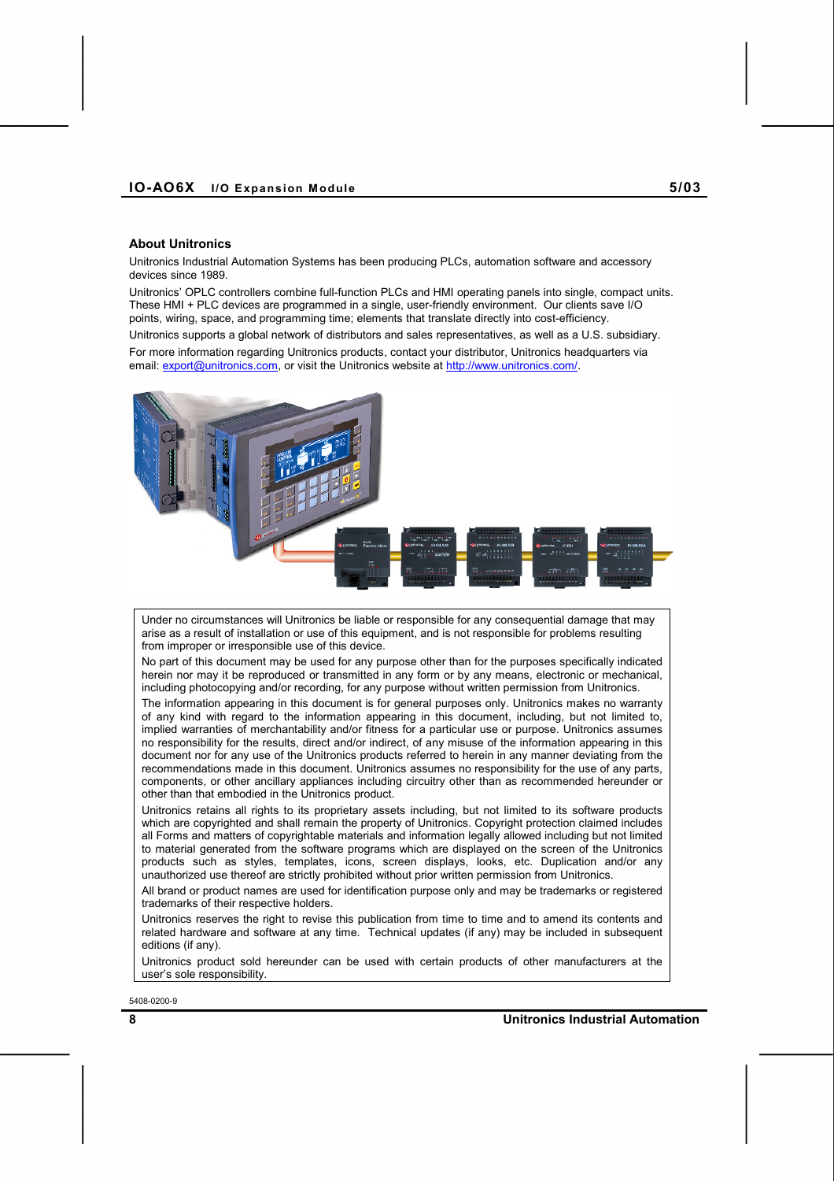## About Unitronics

Unitronics Industrial Automation Systems has been producing PLCs, automation software and accessory devices since 1989.

Unitronics' OPLC controllers combine full-function PLCs and HMI operating panels into single, compact units. These HMI + PLC devices are programmed in a single, user-friendly environment. Our clients save I/O points, wiring, space, and programming time; elements that translate directly into cost-efficiency.

Unitronics supports a global network of distributors and sales representatives, as well as a U.S. subsidiary.

For more information regarding Unitronics products, contact your distributor, Unitronics headquarters via email: export@unitronics.com, or visit the Unitronics website at http://www.unitronics.com/.

Under no circumstances will Unitronics be liable or responsible for any consequential damage that may arise as a result of installation or use of this equipment, and is not responsible for problems resulting from improper or irresponsible use of this device.

No part of this document may be used for any purpose other than for the purposes specifically indicated herein nor may it be reproduced or transmitted in any form or by any means, electronic or mechanical, including photocopying and/or recording, for any purpose without written permission from Unitronics.

The information appearing in this document is for general purposes only. Unitronics makes no warranty of any kind with regard to the information appearing in this document, including, but not limited to, implied warranties of merchantability and/or fitness for a particular use or purpose. Unitronics assumes no responsibility for the results, direct and/or indirect, of any misuse of the information appearing in this document nor for any use of the Unitronics products referred to herein in any manner deviating from the recommendations made in this document. Unitronics assumes no responsibility for the use of any parts, components, or other ancillary appliances including circuitry other than as recommended hereunder or other than that embodied in the Unitronics product.

Unitronics retains all rights to its proprietary assets including, but not limited to its software products which are copyrighted and shall remain the property of Unitronics. Copyright protection claimed includes all Forms and matters of copyrightable materials and information legally allowed including but not limited to material generated from the software programs which are displayed on the screen of the Unitronics products such as styles, templates, icons, screen displays, looks, etc. Duplication and/or any unauthorized use thereof are strictly prohibited without prior written permission from Unitronics.

All brand or product names are used for identification purpose only and may be trademarks or registered trademarks of their respective holders.

Unitronics reserves the right to revise this publication from time to time and to amend its contents and related hardware and software at any time. Technical updates (if any) may be included in subsequent editions (if any).

Unitronics product sold hereunder can be used with certain products of other manufacturers at the user's sole responsibility.

5408-0200-9